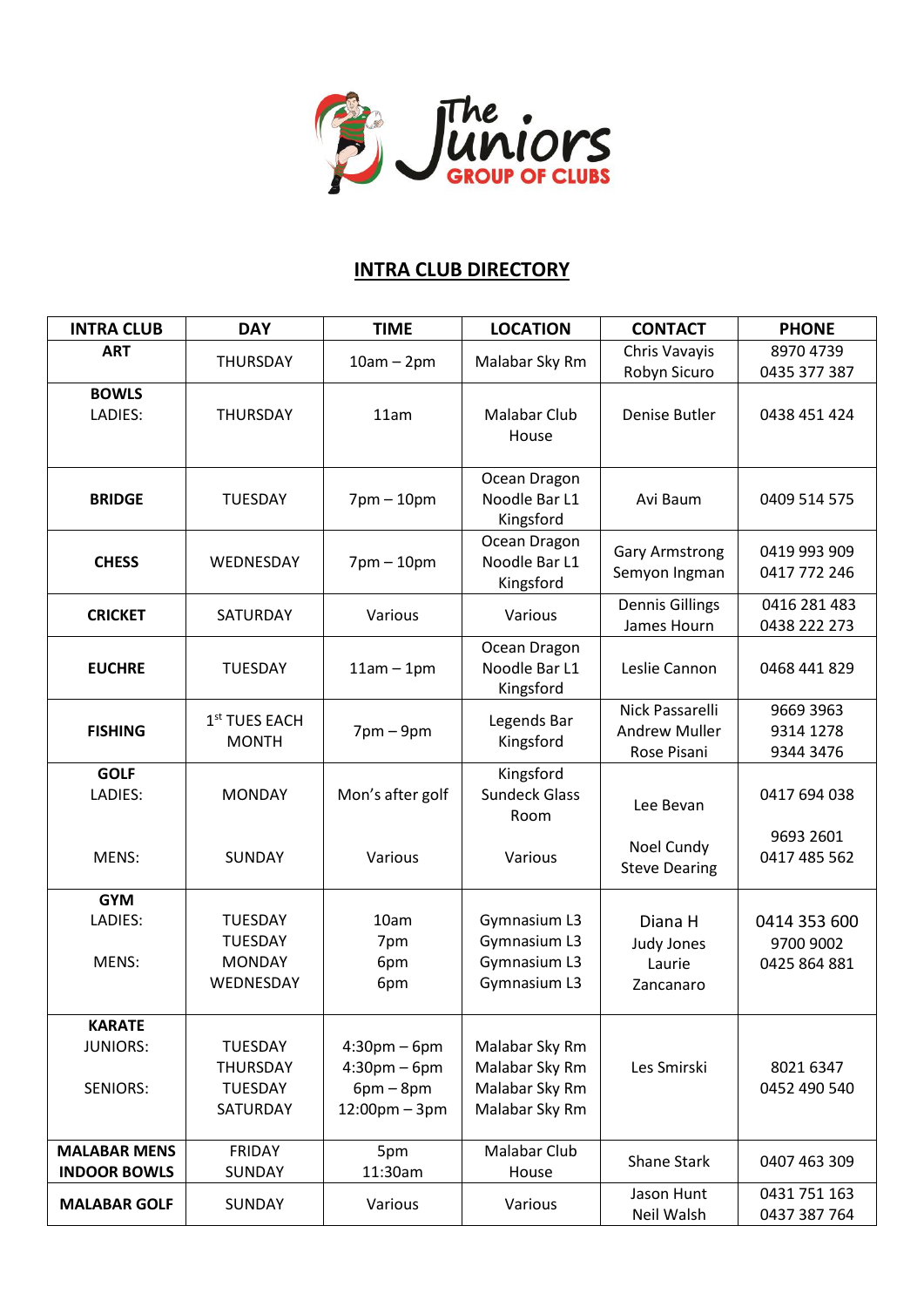The Juniors GROUP OF CLUBS

## INTRA CLUB DIRECTORY

| INTRA CLUB | DAY | TIME | LOCATION | CONTACT | PHONE |
|---|---|---|---|---|---|
| **ART** | THURSDAY | 10am – 2pm | Malabar Sky Rm | Chris Vavayis<br>Robyn Sicuro | 8970 4739<br>0435 377 387 |
| **BOWLS**<br>LADIES: | THURSDAY | 11am | Malabar Club House | Denise Butler | 0438 451 424 |
| **BRIDGE** | TUESDAY | 7pm – 10pm | Ocean Dragon Noodle Bar L1 Kingsford | Avi Baum | 0409 514 575 |
| **CHESS** | WEDNESDAY | 7pm – 10pm | Ocean Dragon Noodle Bar L1 Kingsford | Gary Armstrong<br>Semyon Ingman | 0419 993 909<br>0417 772 246 |
| **CRICKET** | SATURDAY | Various | Various | Dennis Gillings<br>James Hourn | 0416 281 483<br>0438 222 273 |
| **EUCHRE** | TUESDAY | 11am – 1pm | Ocean Dragon Noodle Bar L1 Kingsford | Leslie Cannon | 0468 441 829 |
| **FISHING** | 1st TUES EACH MONTH | 7pm – 9pm | Legends Bar Kingsford | Nick Passarelli<br>Andrew Muller<br>Rose Pisani | 9669 3963<br>9314 1278<br>9344 3476 |
| **GOLF**<br>LADIES:<br><br>MENS: | MONDAY<br><br>SUNDAY | Mon's after golf<br><br>Various | Kingsford Sundeck Glass Room<br><br>Various | Lee Bevan<br><br>Noel Cundy<br>Steve Dearing | 0417 694 038<br><br>9693 2601<br>0417 485 562 |
| **GYM**<br>LADIES:<br><br>MENS: | TUESDAY<br>TUESDAY<br>MONDAY<br>WEDNESDAY | 10am<br>7pm<br>6pm<br>6pm | Gymnasium L3<br>Gymnasium L3<br>Gymnasium L3<br>Gymnasium L3 | Diana H<br>Judy Jones<br>Laurie Zancanaro | 0414 353 600<br>9700 9002<br>0425 864 881 |
| **KARATE**<br>JUNIORS:<br><br>SENIORS: | TUESDAY<br>THURSDAY<br>TUESDAY<br>SATURDAY | 4:30pm – 6pm<br>4:30pm – 6pm<br>6pm – 8pm<br>12:00pm – 3pm | Malabar Sky Rm<br>Malabar Sky Rm<br>Malabar Sky Rm<br>Malabar Sky Rm | Les Smirski | 8021 6347<br>0452 490 540 |
| **MALABAR MENS INDOOR BOWLS** | FRIDAY<br>SUNDAY | 5pm<br>11:30am | Malabar Club House | Shane Stark | 0407 463 309 |
| **MALABAR GOLF** | SUNDAY | Various | Various | Jason Hunt<br>Neil Walsh | 0431 751 163<br>0437 387 764 |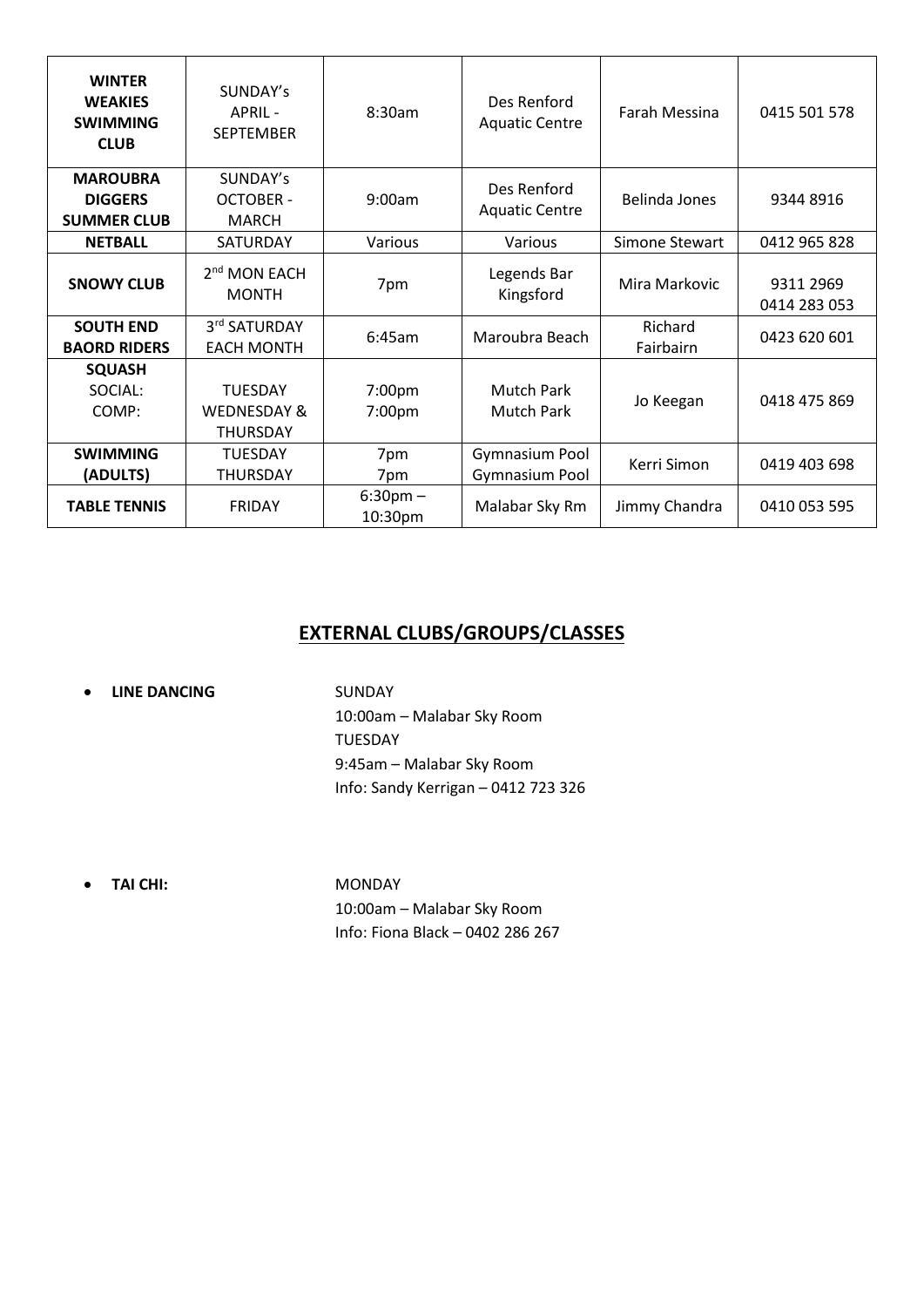| | | | | | |
|---|---|---|---|---|---|
| **WINTER WEAKIES SWIMMING CLUB** | SUNDAY's APRIL - SEPTEMBER | 8:30am | Des Renford Aquatic Centre | Farah Messina | 0415 501 578 |
| **MAROUBRA DIGGERS SUMMER CLUB** | SUNDAY's OCTOBER - MARCH | 9:00am | Des Renford Aquatic Centre | Belinda Jones | 9344 8916 |
| **NETBALL** | SATURDAY | Various | Various | Simone Stewart | 0412 965 828 |
| **SNOWY CLUB** | 2nd MON EACH MONTH | 7pm | Legends Bar Kingsford | Mira Markovic | 9311 2969<br>0414 283 053 |
| **SOUTH END BAORD RIDERS** | 3rd SATURDAY EACH MONTH | 6:45am | Maroubra Beach | Richard Fairbairn | 0423 620 601 |
| **SQUASH**<br>SOCIAL:<br>COMP: | <br>TUESDAY<br>WEDNESDAY & THURSDAY | <br>7:00pm<br>7:00pm | <br>Mutch Park<br>Mutch Park | Jo Keegan | 0418 475 869 |
| **SWIMMING (ADULTS)** | TUESDAY<br>THURSDAY | 7pm<br>7pm | Gymnasium Pool<br>Gymnasium Pool | Kerri Simon | 0419 403 698 |
| **TABLE TENNIS** | FRIDAY | 6:30pm – 10:30pm | Malabar Sky Rm | Jimmy Chandra | 0410 053 595 |

## EXTERNAL CLUBS/GROUPS/CLASSES

- **LINE DANCING**

  SUNDAY
  10:00am – Malabar Sky Room
  TUESDAY
  9:45am – Malabar Sky Room
  Info: Sandy Kerrigan – 0412 723 326

- **TAI CHI:**

  MONDAY
  10:00am – Malabar Sky Room
  Info: Fiona Black – 0402 286 267